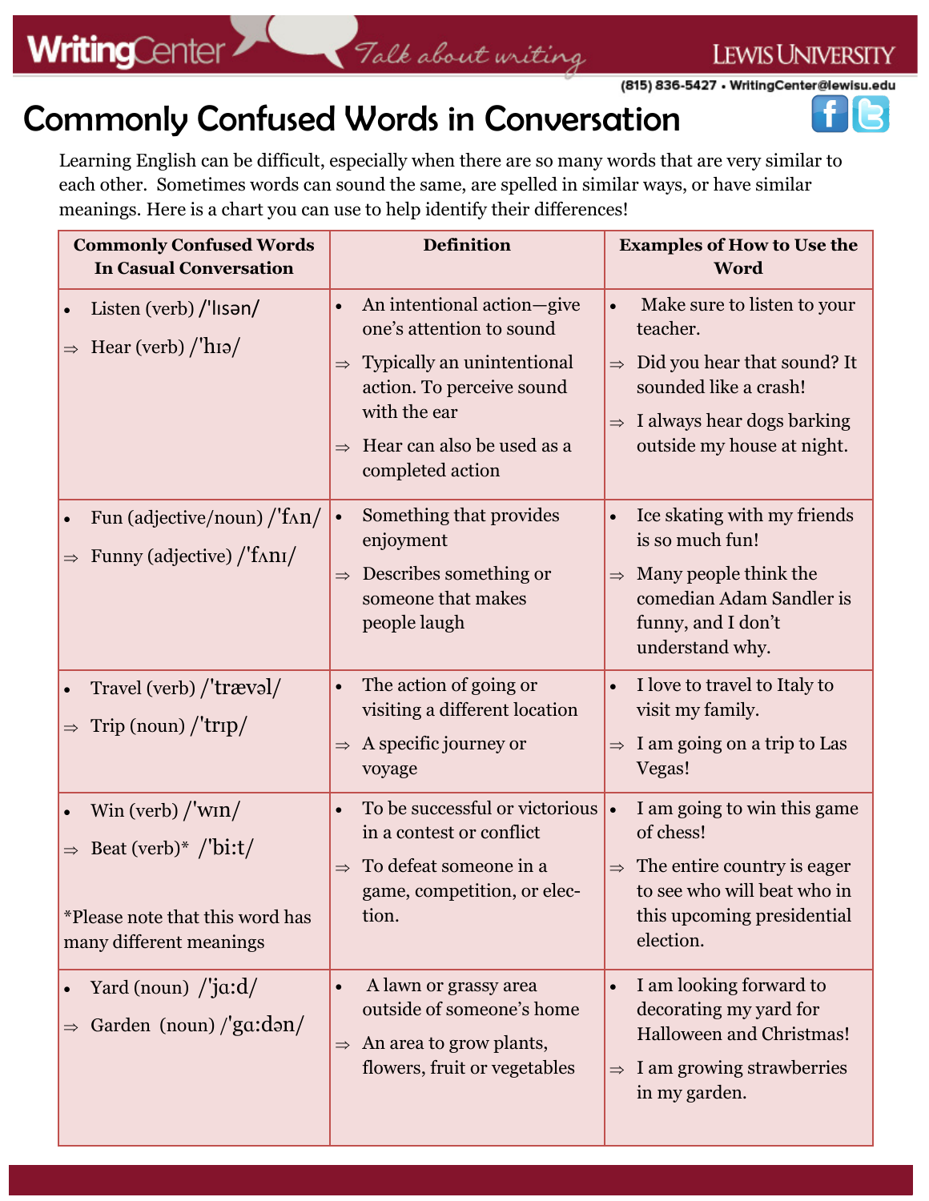# Commonly Confused Words in Conversation

Learning English can be difficult, especially when there are so many words that are very similar to each other. Sometimes words can sound the same, are spelled in similar ways, or have similar meanings. Here is a chart you can use to help identify their differences!

| Commonly Confused Words In Casual Conversation | Definition | Examples of How to Use the Word |
|---|---|---|
| • Listen (verb) /ˈlɪsən/<br>⇒ Hear (verb) /ˈhɪə/ | • An intentional action—give one's attention to sound<br>⇒ Typically an unintentional action. To perceive sound with the ear<br>⇒ Hear can also be used as a completed action | • Make sure to listen to your teacher.<br>⇒ Did you hear that sound? It sounded like a crash!<br>⇒ I always hear dogs barking outside my house at night. |
| • Fun (adjective/noun) /ˈfʌn/<br>⇒ Funny (adjective) /ˈfʌnɪ/ | • Something that provides enjoyment<br>⇒ Describes something or someone that makes people laugh | • Ice skating with my friends is so much fun!<br>⇒ Many people think the comedian Adam Sandler is funny, and I don't understand why. |
| • Travel (verb) /ˈtrævəl/<br>⇒ Trip (noun) /ˈtrɪp/ | • The action of going or visiting a different location<br>⇒ A specific journey or voyage | • I love to travel to Italy to visit my family.<br>⇒ I am going on a trip to Las Vegas! |
| • Win (verb) /ˈwɪn/<br>⇒ Beat (verb)* /ˈbiːt/<br><br>*Please note that this word has many different meanings | • To be successful or victorious in a contest or conflict<br>⇒ To defeat someone in a game, competition, or election. | • I am going to win this game of chess!<br>⇒ The entire country is eager to see who will beat who in this upcoming presidential election. |
| • Yard (noun) /ˈjɑːd/<br>⇒ Garden (noun) /ˈgɑːdən/ | • A lawn or grassy area outside of someone's home<br>⇒ An area to grow plants, flowers, fruit or vegetables | • I am looking forward to decorating my yard for Halloween and Christmas!<br>⇒ I am growing strawberries in my garden. |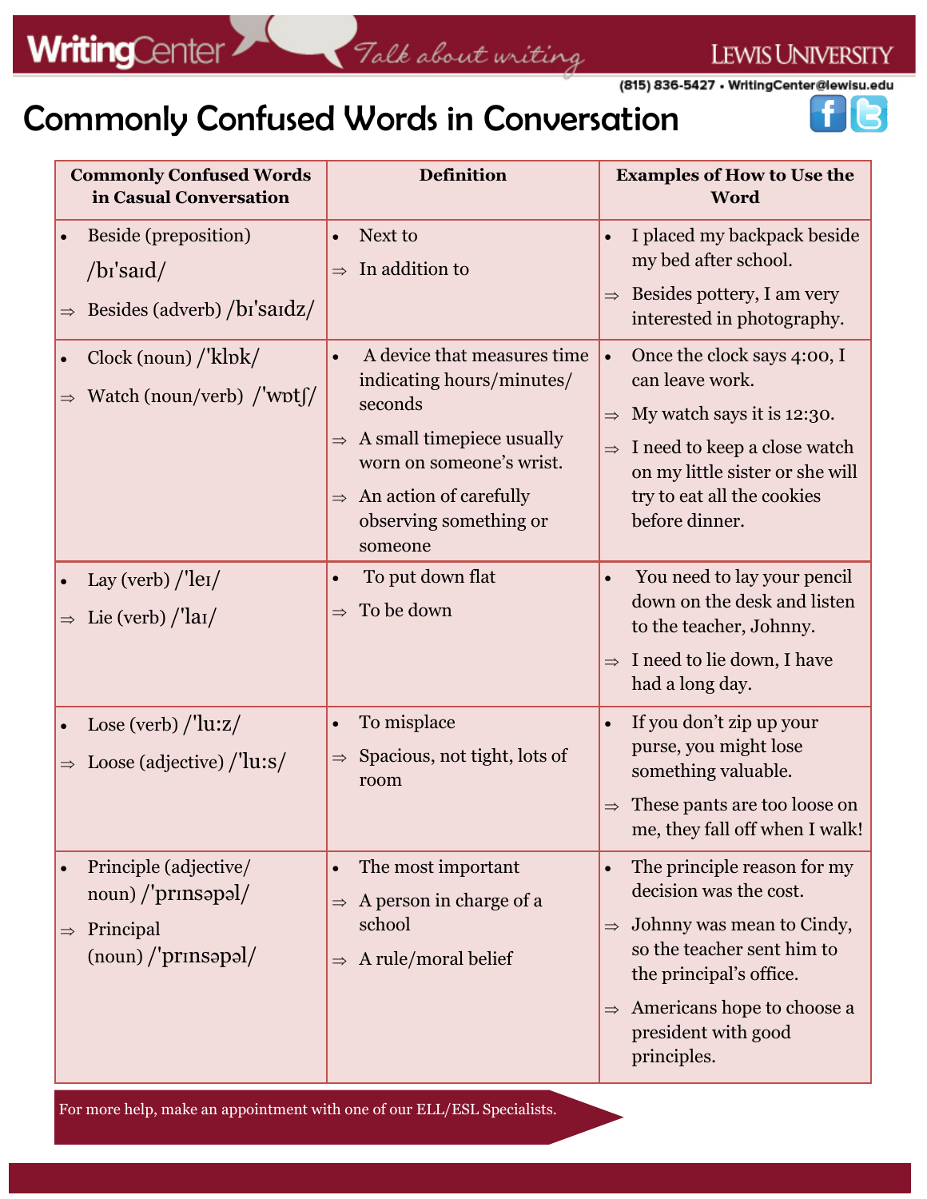# Commonly Confused Words in Conversation

| Commonly Confused Words in Casual Conversation | Definition | Examples of How to Use the Word |
|---|---|---|
| • Beside (preposition) /bɪˈsaɪd/ <br> ⇒ Besides (adverb) /bɪˈsaɪdz/ | • Next to <br> ⇒ In addition to | • I placed my backpack beside my bed after school. <br> ⇒ Besides pottery, I am very interested in photography. |
| • Clock (noun) /ˈklɒk/ <br> ⇒ Watch (noun/verb) /ˈwɒtʃ/ | • A device that measures time indicating hours/minutes/ seconds <br> ⇒ A small timepiece usually worn on someone's wrist. <br> ⇒ An action of carefully observing something or someone | • Once the clock says 4:00, I can leave work. <br> ⇒ My watch says it is 12:30. <br> ⇒ I need to keep a close watch on my little sister or she will try to eat all the cookies before dinner. |
| • Lay (verb) /ˈleɪ/ <br> ⇒ Lie (verb) /ˈlaɪ/ | • To put down flat <br> ⇒ To be down | • You need to lay your pencil down on the desk and listen to the teacher, Johnny. <br> ⇒ I need to lie down, I have had a long day. |
| • Lose (verb) /ˈlu:z/ <br> ⇒ Loose (adjective) /ˈlu:s/ | • To misplace <br> ⇒ Spacious, not tight, lots of room | • If you don't zip up your purse, you might lose something valuable. <br> ⇒ These pants are too loose on me, they fall off when I walk! |
| • Principle (adjective/ noun) /ˈprɪnsəpəl/ <br> ⇒ Principal (noun) /ˈprɪnsəpəl/ | • The most important <br> ⇒ A person in charge of a school <br> ⇒ A rule/moral belief | • The principle reason for my decision was the cost. <br> ⇒ Johnny was mean to Cindy, so the teacher sent him to the principal's office. <br> ⇒ Americans hope to choose a president with good principles. |

For more help, make an appointment with one of our ELL/ESL Specialists.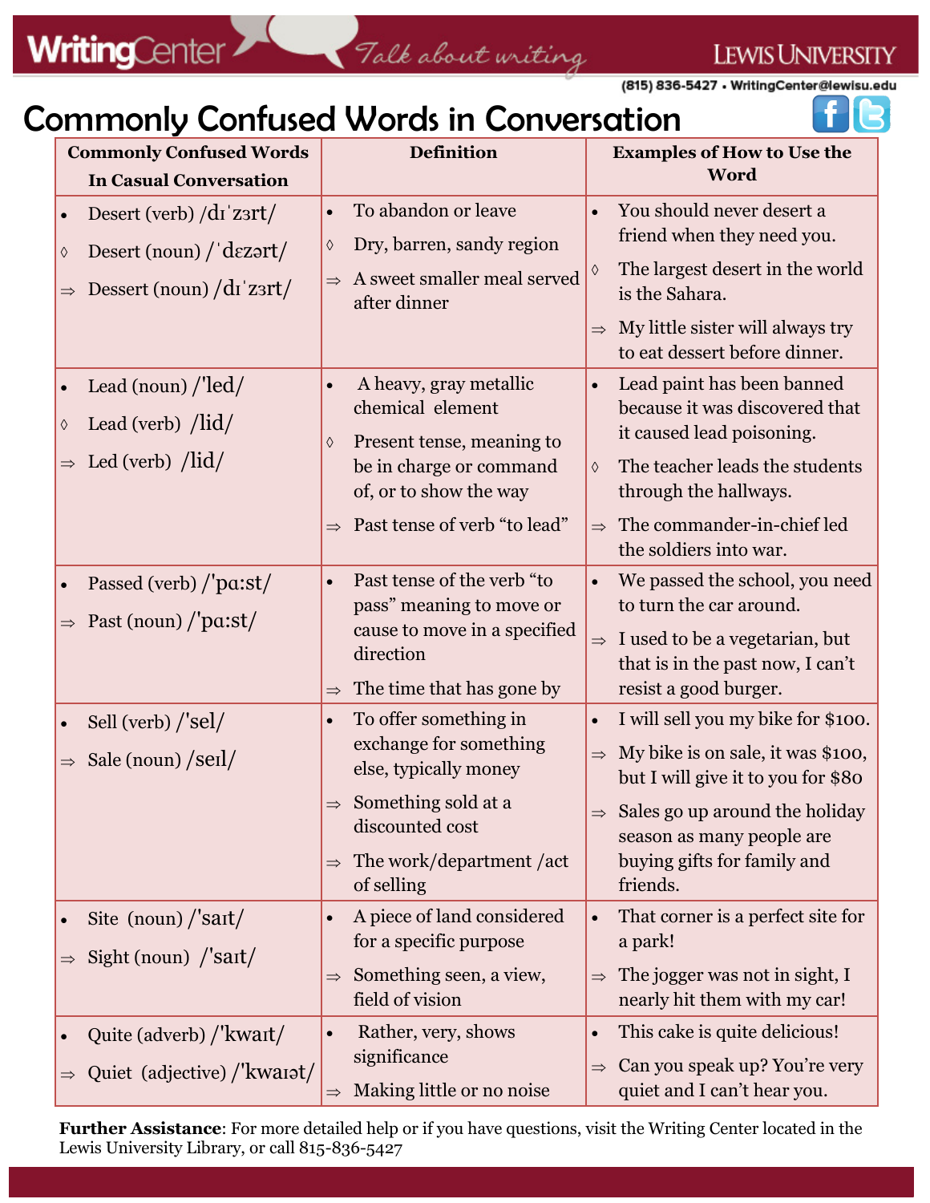# Commonly Confused Words in Conversation

| Commonly Confused Words In Casual Conversation | Definition | Examples of How to Use the Word |
|---|---|---|
| • Desert (verb) /dɪˈzɜrt/<br>◊ Desert (noun) /ˈdɛzərt/<br>⇒ Dessert (noun) /dɪˈzɜrt/ | • To abandon or leave<br>◊ Dry, barren, sandy region<br>⇒ A sweet smaller meal served after dinner | • You should never desert a friend when they need you.<br>◊ The largest desert in the world is the Sahara.<br>⇒ My little sister will always try to eat dessert before dinner. |
| • Lead (noun) /ˈled/<br>◊ Lead (verb) /lid/<br>⇒ Led (verb) /lid/ | • A heavy, gray metallic chemical element<br>◊ Present tense, meaning to be in charge or command of, or to show the way<br>⇒ Past tense of verb "to lead" | • Lead paint has been banned because it was discovered that it caused lead poisoning.<br>◊ The teacher leads the students through the hallways.<br>⇒ The commander-in-chief led the soldiers into war. |
| • Passed (verb) /ˈpɑ:st/<br>⇒ Past (noun) /ˈpɑ:st/ | • Past tense of the verb "to pass" meaning to move or cause to move in a specified direction<br>⇒ The time that has gone by | • We passed the school, you need to turn the car around.<br>⇒ I used to be a vegetarian, but that is in the past now, I can't resist a good burger. |
| • Sell (verb) /ˈsel/<br>⇒ Sale (noun) /seɪl/ | • To offer something in exchange for something else, typically money<br>⇒ Something sold at a discounted cost<br>⇒ The work/department /act of selling | • I will sell you my bike for $100.<br>⇒ My bike is on sale, it was $100, but I will give it to you for $80<br>⇒ Sales go up around the holiday season as many people are buying gifts for family and friends. |
| • Site (noun) /ˈsaɪt/<br>⇒ Sight (noun) /ˈsaɪt/ | • A piece of land considered for a specific purpose<br>⇒ Something seen, a view, field of vision | • That corner is a perfect site for a park!<br>⇒ The jogger was not in sight, I nearly hit them with my car! |
| • Quite (adverb) /ˈkwaɪt/<br>⇒ Quiet (adjective) /ˈkwaɪət/ | • Rather, very, shows significance<br>⇒ Making little or no noise | • This cake is quite delicious!<br>⇒ Can you speak up? You're very quiet and I can't hear you. |

**Further Assistance**: For more detailed help or if you have questions, visit the Writing Center located in the Lewis University Library, or call 815-836-5427